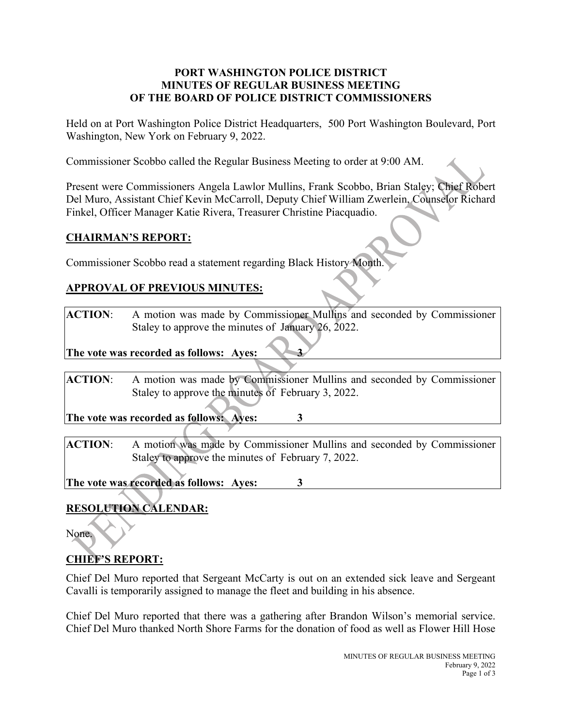# PORT WASHINGTON POLICE DISTRICT
# MINUTES OF REGULAR BUSINESS MEETING
# OF THE BOARD OF POLICE DISTRICT COMMISSIONERS

Held on at Port Washington Police District Headquarters, 500 Port Washington Boulevard, Port Washington, New York on February 9, 2022.

Commissioner Scobbo called the Regular Business Meeting to order at 9:00 AM.

Present were Commissioners Angela Lawlor Mullins, Frank Scobbo, Brian Staley; Chief Robert Del Muro, Assistant Chief Kevin McCarroll, Deputy Chief William Zwerlein, Counselor Richard Finkel, Officer Manager Katie Rivera, Treasurer Christine Piacquadio.

## CHAIRMAN'S REPORT:

Commissioner Scobbo read a statement regarding Black History Month.

## APPROVAL OF PREVIOUS MINUTES:

**ACTION**: A motion was made by Commissioner Mullins and seconded by Commissioner Staley to approve the minutes of January 26, 2022.

**The vote was recorded as follows: Ayes: 3**

**ACTION**: A motion was made by Commissioner Mullins and seconded by Commissioner Staley to approve the minutes of February 3, 2022.

**The vote was recorded as follows: Ayes: 3**

**ACTION**: A motion was made by Commissioner Mullins and seconded by Commissioner Staley to approve the minutes of February 7, 2022.

**The vote was recorded as follows: Ayes: 3**

## RESOLUTION CALENDAR:

None.

## CHIEF'S REPORT:

Chief Del Muro reported that Sergeant McCarty is out on an extended sick leave and Sergeant Cavalli is temporarily assigned to manage the fleet and building in his absence.

Chief Del Muro reported that there was a gathering after Brandon Wilson's memorial service. Chief Del Muro thanked North Shore Farms for the donation of food as well as Flower Hill Hose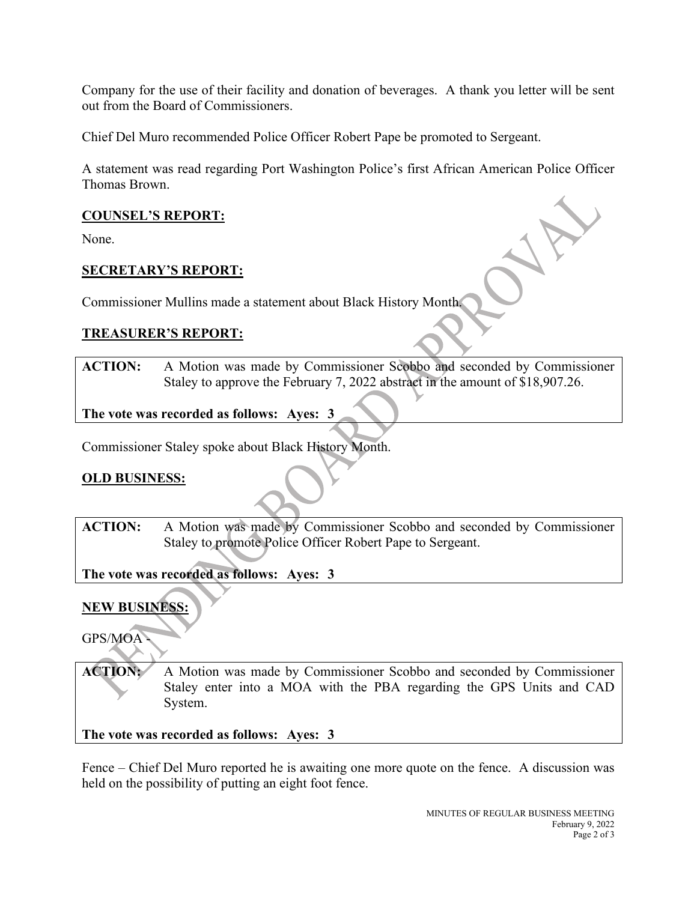Company for the use of their facility and donation of beverages. A thank you letter will be sent out from the Board of Commissioners.

Chief Del Muro recommended Police Officer Robert Pape be promoted to Sergeant.

A statement was read regarding Port Washington Police's first African American Police Officer Thomas Brown.

## COUNSEL'S REPORT:

None.

## SECRETARY'S REPORT:

Commissioner Mullins made a statement about Black History Month.

## TREASURER'S REPORT:

**ACTION:** A Motion was made by Commissioner Scobbo and seconded by Commissioner Staley to approve the February 7, 2022 abstract in the amount of $18,907.26.

**The vote was recorded as follows: Ayes: 3**

Commissioner Staley spoke about Black History Month.

## OLD BUSINESS:

**ACTION:** A Motion was made by Commissioner Scobbo and seconded by Commissioner Staley to promote Police Officer Robert Pape to Sergeant.

**The vote was recorded as follows: Ayes: 3**

## NEW BUSINESS:

GPS/MOA -

**ACTION:** A Motion was made by Commissioner Scobbo and seconded by Commissioner Staley enter into a MOA with the PBA regarding the GPS Units and CAD System.

**The vote was recorded as follows: Ayes: 3**

Fence – Chief Del Muro reported he is awaiting one more quote on the fence. A discussion was held on the possibility of putting an eight foot fence.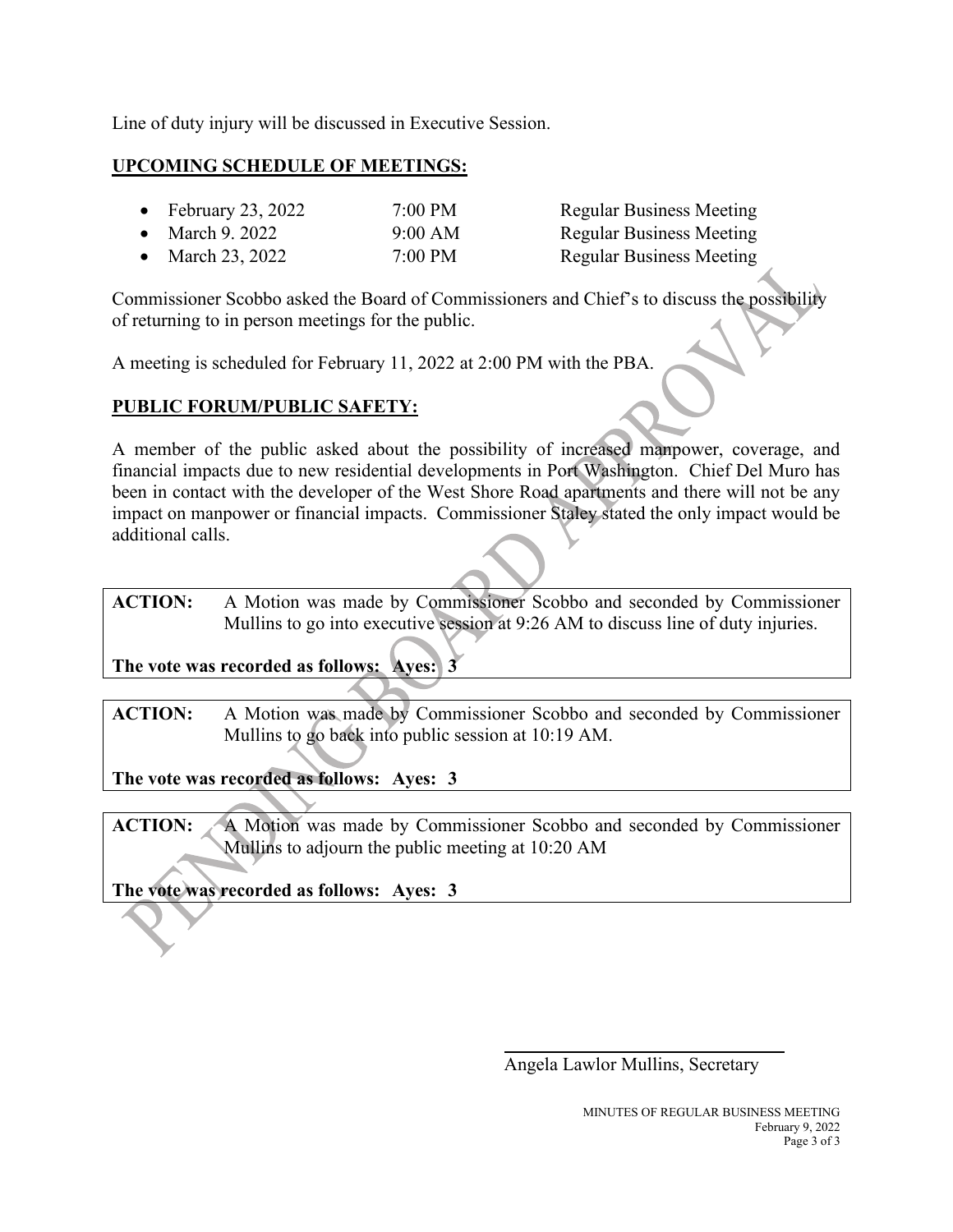Line of duty injury will be discussed in Executive Session.

## UPCOMING SCHEDULE OF MEETINGS:

- February 23, 2022 7:00 PM Regular Business Meeting
- March 9. 2022 9:00 AM Regular Business Meeting
- March 23, 2022 7:00 PM Regular Business Meeting

Commissioner Scobbo asked the Board of Commissioners and Chief's to discuss the possibility of returning to in person meetings for the public.

A meeting is scheduled for February 11, 2022 at 2:00 PM with the PBA.

## PUBLIC FORUM/PUBLIC SAFETY:

A member of the public asked about the possibility of increased manpower, coverage, and financial impacts due to new residential developments in Port Washington. Chief Del Muro has been in contact with the developer of the West Shore Road apartments and there will not be any impact on manpower or financial impacts. Commissioner Staley stated the only impact would be additional calls.

**ACTION:** A Motion was made by Commissioner Scobbo and seconded by Commissioner Mullins to go into executive session at 9:26 AM to discuss line of duty injuries.

**The vote was recorded as follows: Ayes: 3**

**ACTION:** A Motion was made by Commissioner Scobbo and seconded by Commissioner Mullins to go back into public session at 10:19 AM.

**The vote was recorded as follows: Ayes: 3**

**ACTION:** A Motion was made by Commissioner Scobbo and seconded by Commissioner Mullins to adjourn the public meeting at 10:20 AM

**The vote was recorded as follows: Ayes: 3**

Angela Lawlor Mullins, Secretary

MINUTES OF REGULAR BUSINESS MEETING
February 9, 2022

PENDING BOARD APPROVAL